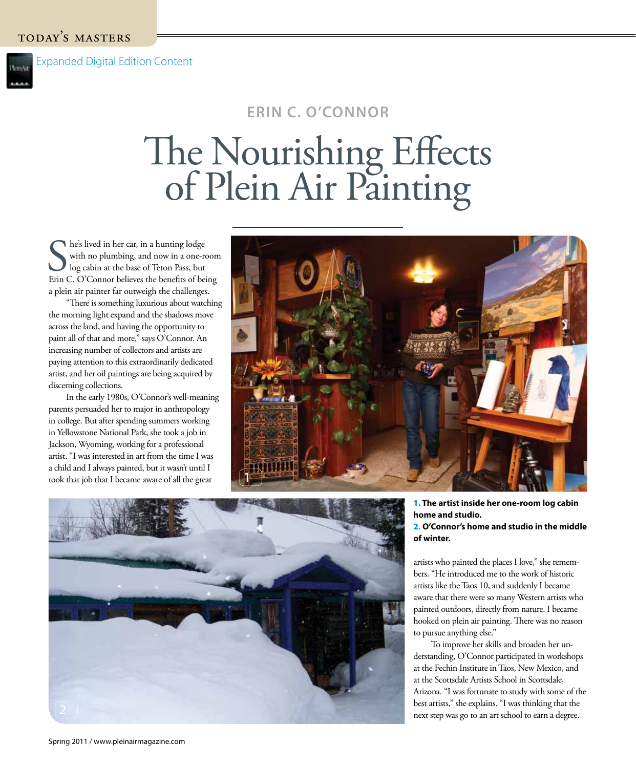TODAY'S MASTERS

Expanded Digital Edition Content

## ERIN C. O'CONNOR

# The Nourishing Effects of Plein Air Painting

She's lived in her car, in a hunting lodge with no plumbing, and now in a one-room log cabin at the base of Teton Pass, but Erin C. O'Connor believes the benefits of being a plein air painter far outweigh the challenges.

"There is something luxurious about watching the morning light expand and the shadows move across the land, and having the opportunity to paint all of that and more," says O'Connor. An increasing number of collectors and artists are paying attention to this extraordinarily dedicated artist, and her oil paintings are being acquired by discerning collections.

In the early 1980s, O'Connor's well-meaning parents persuaded her to major in anthropology in college. But after spending summers working in Yellowstone National Park, she took a job in Jackson, Wyoming, working for a professional artist. "I was interested in art from the time I was a child and I always painted, but it wasn't until I took that job that I became aware of all the great artists who painted the places I love," she remembers. "He introduced me to the work of historic artists like the Taos 10, and suddenly I became aware that there were so many Western artists who painted outdoors, directly from nature. I became hooked on plein air painting. There was no reason to pursue anything else."

**1.** **The artist inside her one-room log cabin home and studio.**
**2.** **O'Connor's home and studio in the middle of winter.**

To improve her skills and broaden her understanding, O'Connor participated in workshops at the Fechin Institute in Taos, New Mexico, and at the Scottsdale Artists School in Scottsdale, Arizona. "I was fortunate to study with some of the best artists," she explains. "I was thinking that the next step was go to an art school to earn a degree.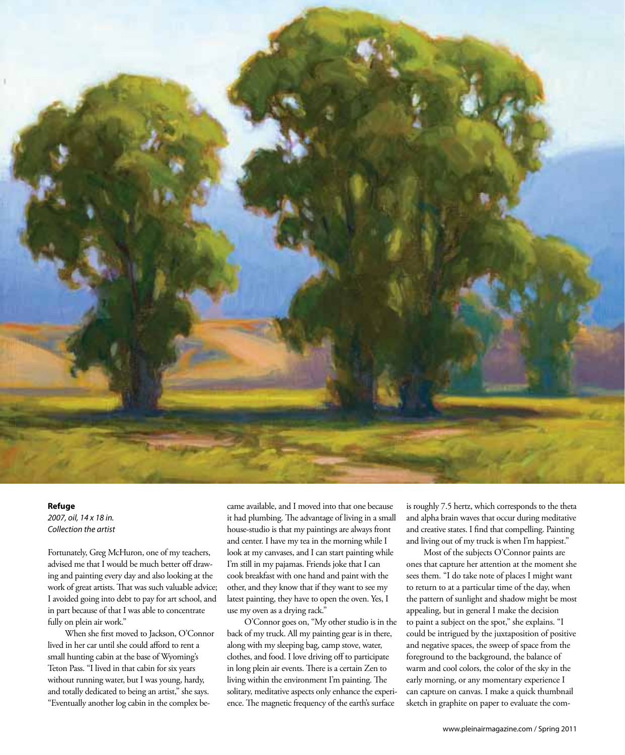**Refuge**
*2007, oil, 14 x 18 in.*
*Collection the artist*

Fortunately, Greg McHuron, one of my teachers, advised me that I would be much better off drawing and painting every day and also looking at the work of great artists. That was such valuable advice; I avoided going into debt to pay for art school, and in part because of that I was able to concentrate fully on plein air work."

When she first moved to Jackson, O'Connor lived in her car until she could afford to rent a small hunting cabin at the base of Wyoming's Teton Pass. "I lived in that cabin for six years without running water, but I was young, hardy, and totally dedicated to being an artist," she says. "Eventually another log cabin in the complex became available, and I moved into that one because it had plumbing. The advantage of living in a small house-studio is that my paintings are always front and center. I have my tea in the morning while I look at my canvases, and I can start painting while I'm still in my pajamas. Friends joke that I can cook breakfast with one hand and paint with the other, and they know that if they want to see my latest painting, they have to open the oven. Yes, I use my oven as a drying rack."

O'Connor goes on, "My other studio is in the back of my truck. All my painting gear is in there, along with my sleeping bag, camp stove, water, clothes, and food. I love driving off to participate in long plein air events. There is a certain Zen to living within the environment I'm painting. The solitary, meditative aspects only enhance the experience. The magnetic frequency of the earth's surface is roughly 7.5 hertz, which corresponds to the theta and alpha brain waves that occur during meditative and creative states. I find that compelling. Painting and living out of my truck is when I'm happiest."

Most of the subjects O'Connor paints are ones that capture her attention at the moment she sees them. "I do take note of places I might want to return to at a particular time of the day, when the pattern of sunlight and shadow might be most appealing, but in general I make the decision to paint a subject on the spot," she explains. "I could be intrigued by the juxtaposition of positive and negative spaces, the sweep of space from the foreground to the background, the balance of warm and cool colors, the color of the sky in the early morning, or any momentary experience I can capture on canvas. I make a quick thumbnail sketch in graphite on paper to evaluate the com-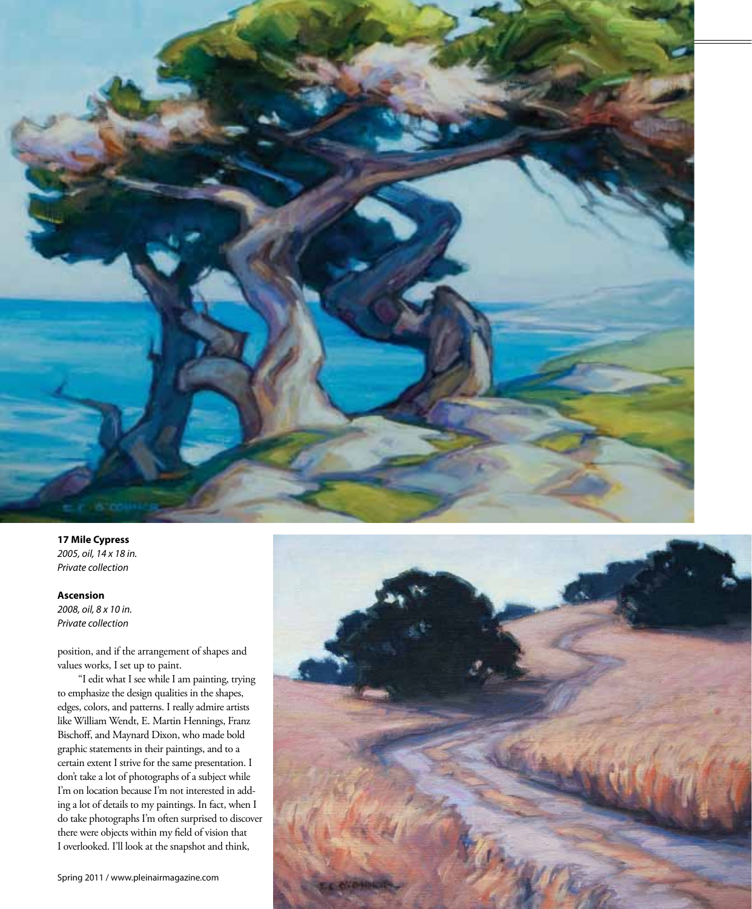**17 Mile Cypress**
*2005, oil, 14 x 18 in.*
*Private collection*

**Ascension**
*2008, oil, 8 x 10 in.*
*Private collection*

position, and if the arrangement of shapes and values works, I set up to paint.

"I edit what I see while I am painting, trying to emphasize the design qualities in the shapes, edges, colors, and patterns. I really admire artists like William Wendt, E. Martin Hennings, Franz Bischoff, and Maynard Dixon, who made bold graphic statements in their paintings, and to a certain extent I strive for the same presentation. I don't take a lot of photographs of a subject while I'm on location because I'm not interested in adding a lot of details to my paintings. In fact, when I do take photographs I'm often surprised to discover there were objects within my field of vision that I overlooked. I'll look at the snapshot and think,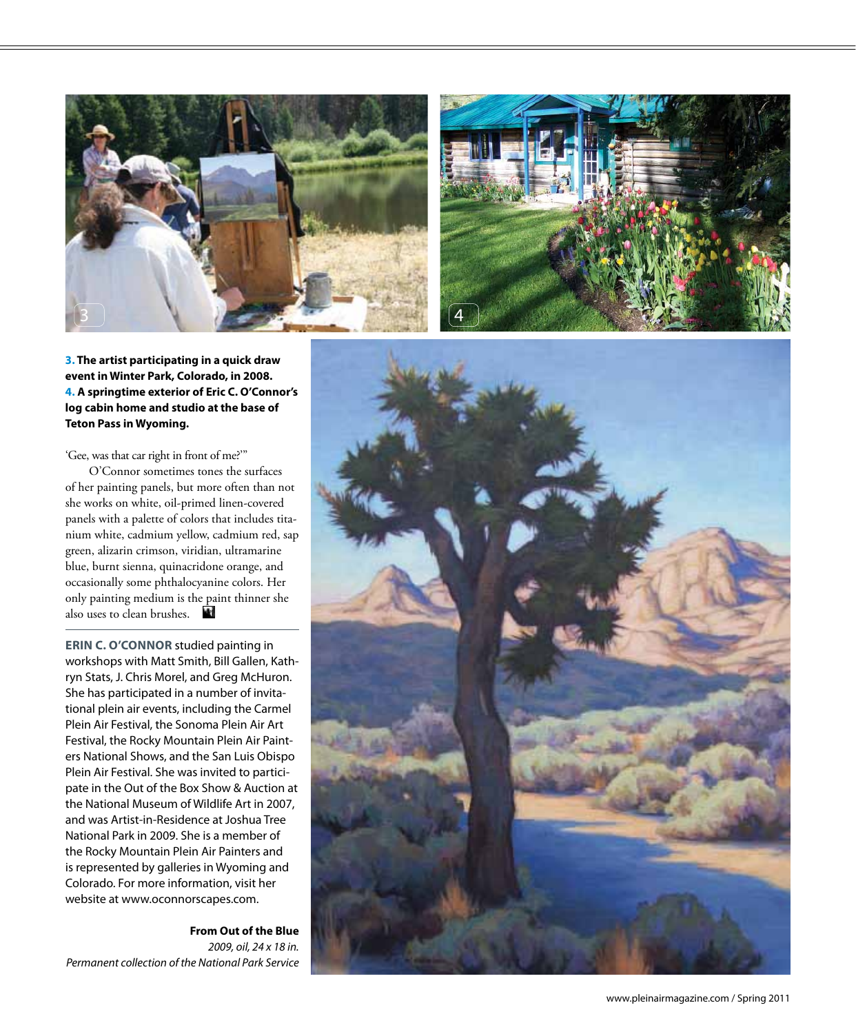**3. The artist participating in a quick draw event in Winter Park, Colorado, in 2008.**
**4. A springtime exterior of Eric C. O'Connor's log cabin home and studio at the base of Teton Pass in Wyoming.**

'Gee, was that car right in front of me?'"

O'Connor sometimes tones the surfaces of her painting panels, but more often than not she works on white, oil-primed linen-covered panels with a palette of colors that includes titanium white, cadmium yellow, cadmium red, sap green, alizarin crimson, viridian, ultramarine blue, burnt sienna, quinacridone orange, and occasionally some phthalocyanine colors. Her only painting medium is the paint thinner she also uses to clean brushes.

**ERIN C. O'CONNOR** studied painting in workshops with Matt Smith, Bill Gallen, Kathryn Stats, J. Chris Morel, and Greg McHuron. She has participated in a number of invitational plein air events, including the Carmel Plein Air Festival, the Sonoma Plein Air Art Festival, the Rocky Mountain Plein Air Painters National Shows, and the San Luis Obispo Plein Air Festival. She was invited to participate in the Out of the Box Show & Auction at the National Museum of Wildlife Art in 2007, and was Artist-in-Residence at Joshua Tree National Park in 2009. She is a member of the Rocky Mountain Plein Air Painters and is represented by galleries in Wyoming and Colorado. For more information, visit her website at www.oconnorscapes.com.

**From Out of the Blue**
*2009, oil, 24 x 18 in.*
*Permanent collection of the National Park Service*